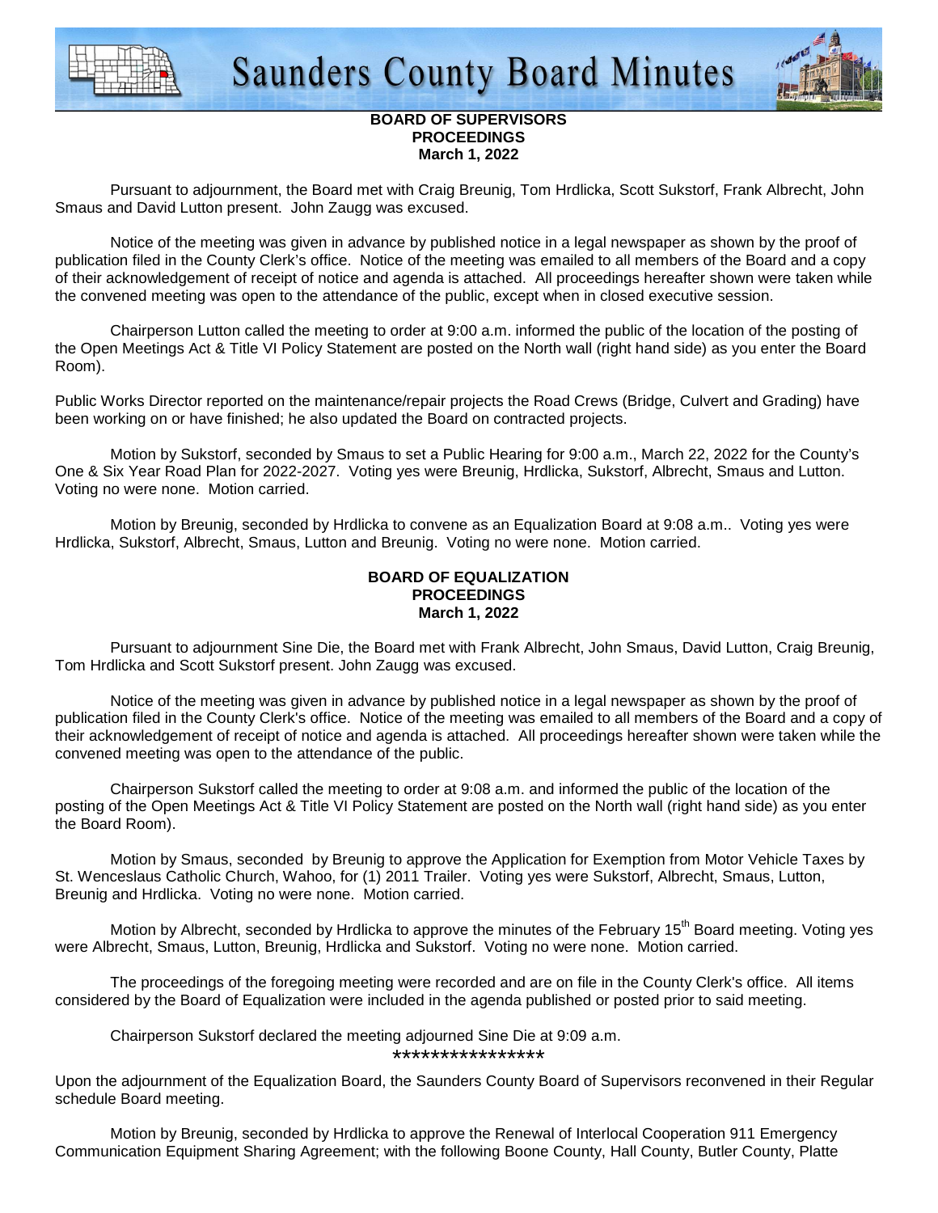# Saunders County Board Minutes

**BOARD OF SUPERVISORS**
**PROCEEDINGS**
**March 1, 2022**

Pursuant to adjournment, the Board met with Craig Breunig, Tom Hrdlicka, Scott Sukstorf, Frank Albrecht, John Smaus and David Lutton present. John Zaugg was excused.

Notice of the meeting was given in advance by published notice in a legal newspaper as shown by the proof of publication filed in the County Clerk's office. Notice of the meeting was emailed to all members of the Board and a copy of their acknowledgement of receipt of notice and agenda is attached. All proceedings hereafter shown were taken while the convened meeting was open to the attendance of the public, except when in closed executive session.

Chairperson Lutton called the meeting to order at 9:00 a.m. informed the public of the location of the posting of the Open Meetings Act & Title VI Policy Statement are posted on the North wall (right hand side) as you enter the Board Room).

Public Works Director reported on the maintenance/repair projects the Road Crews (Bridge, Culvert and Grading) have been working on or have finished; he also updated the Board on contracted projects.

Motion by Sukstorf, seconded by Smaus to set a Public Hearing for 9:00 a.m., March 22, 2022 for the County's One & Six Year Road Plan for 2022-2027. Voting yes were Breunig, Hrdlicka, Sukstorf, Albrecht, Smaus and Lutton. Voting no were none. Motion carried.

Motion by Breunig, seconded by Hrdlicka to convene as an Equalization Board at 9:08 a.m.. Voting yes were Hrdlicka, Sukstorf, Albrecht, Smaus, Lutton and Breunig. Voting no were none. Motion carried.

**BOARD OF EQUALIZATION**
**PROCEEDINGS**
**March 1, 2022**

Pursuant to adjournment Sine Die, the Board met with Frank Albrecht, John Smaus, David Lutton, Craig Breunig, Tom Hrdlicka and Scott Sukstorf present. John Zaugg was excused.

Notice of the meeting was given in advance by published notice in a legal newspaper as shown by the proof of publication filed in the County Clerk's office. Notice of the meeting was emailed to all members of the Board and a copy of their acknowledgement of receipt of notice and agenda is attached. All proceedings hereafter shown were taken while the convened meeting was open to the attendance of the public.

Chairperson Sukstorf called the meeting to order at 9:08 a.m. and informed the public of the location of the posting of the Open Meetings Act & Title VI Policy Statement are posted on the North wall (right hand side) as you enter the Board Room).

Motion by Smaus, seconded by Breunig to approve the Application for Exemption from Motor Vehicle Taxes by St. Wenceslaus Catholic Church, Wahoo, for (1) 2011 Trailer. Voting yes were Sukstorf, Albrecht, Smaus, Lutton, Breunig and Hrdlicka. Voting no were none. Motion carried.

Motion by Albrecht, seconded by Hrdlicka to approve the minutes of the February 15th Board meeting. Voting yes were Albrecht, Smaus, Lutton, Breunig, Hrdlicka and Sukstorf. Voting no were none. Motion carried.

The proceedings of the foregoing meeting were recorded and are on file in the County Clerk's office. All items considered by the Board of Equalization were included in the agenda published or posted prior to said meeting.

Chairperson Sukstorf declared the meeting adjourned Sine Die at 9:09 a.m.

****************

Upon the adjournment of the Equalization Board, the Saunders County Board of Supervisors reconvened in their Regular schedule Board meeting.

Motion by Breunig, seconded by Hrdlicka to approve the Renewal of Interlocal Cooperation 911 Emergency Communication Equipment Sharing Agreement; with the following Boone County, Hall County, Butler County, Platte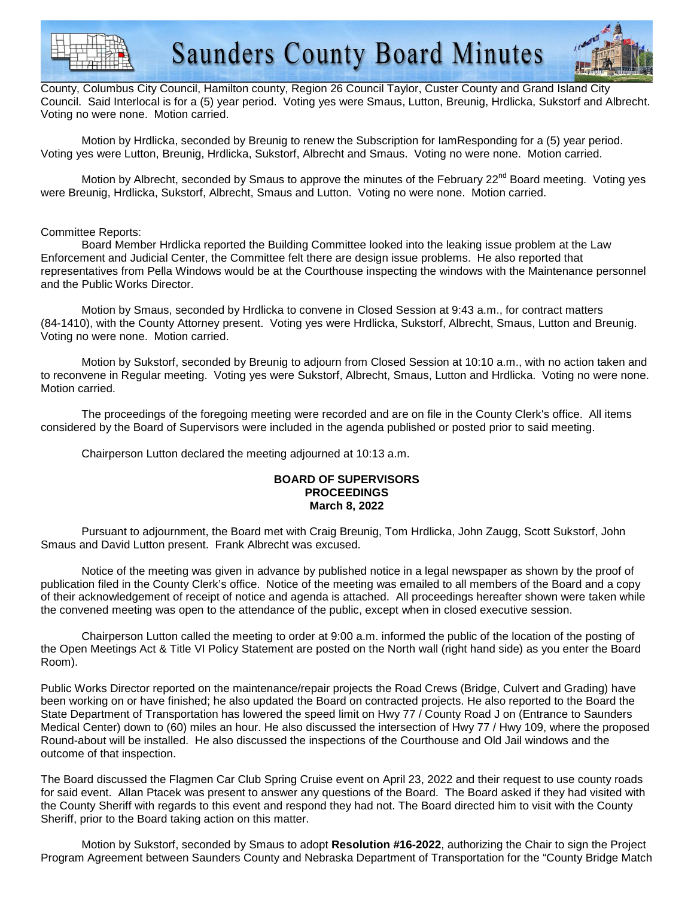County, Columbus City Council, Hamilton county, Region 26 Council Taylor, Custer County and Grand Island City Council. Said Interlocal is for a (5) year period. Voting yes were Smaus, Lutton, Breunig, Hrdlicka, Sukstorf and Albrecht. Voting no were none. Motion carried.

Motion by Hrdlicka, seconded by Breunig to renew the Subscription for IamResponding for a (5) year period. Voting yes were Lutton, Breunig, Hrdlicka, Sukstorf, Albrecht and Smaus. Voting no were none. Motion carried.

Motion by Albrecht, seconded by Smaus to approve the minutes of the February 22nd Board meeting. Voting yes were Breunig, Hrdlicka, Sukstorf, Albrecht, Smaus and Lutton. Voting no were none. Motion carried.

Committee Reports:

Board Member Hrdlicka reported the Building Committee looked into the leaking issue problem at the Law Enforcement and Judicial Center, the Committee felt there are design issue problems. He also reported that representatives from Pella Windows would be at the Courthouse inspecting the windows with the Maintenance personnel and the Public Works Director.

Motion by Smaus, seconded by Hrdlicka to convene in Closed Session at 9:43 a.m., for contract matters (84-1410), with the County Attorney present. Voting yes were Hrdlicka, Sukstorf, Albrecht, Smaus, Lutton and Breunig. Voting no were none. Motion carried.

Motion by Sukstorf, seconded by Breunig to adjourn from Closed Session at 10:10 a.m., with no action taken and to reconvene in Regular meeting. Voting yes were Sukstorf, Albrecht, Smaus, Lutton and Hrdlicka. Voting no were none. Motion carried.

The proceedings of the foregoing meeting were recorded and are on file in the County Clerk's office. All items considered by the Board of Supervisors were included in the agenda published or posted prior to said meeting.

Chairperson Lutton declared the meeting adjourned at 10:13 a.m.

**BOARD OF SUPERVISORS**
**PROCEEDINGS**
**March 8, 2022**

Pursuant to adjournment, the Board met with Craig Breunig, Tom Hrdlicka, John Zaugg, Scott Sukstorf, John Smaus and David Lutton present. Frank Albrecht was excused.

Notice of the meeting was given in advance by published notice in a legal newspaper as shown by the proof of publication filed in the County Clerk's office. Notice of the meeting was emailed to all members of the Board and a copy of their acknowledgement of receipt of notice and agenda is attached. All proceedings hereafter shown were taken while the convened meeting was open to the attendance of the public, except when in closed executive session.

Chairperson Lutton called the meeting to order at 9:00 a.m. informed the public of the location of the posting of the Open Meetings Act & Title VI Policy Statement are posted on the North wall (right hand side) as you enter the Board Room).

Public Works Director reported on the maintenance/repair projects the Road Crews (Bridge, Culvert and Grading) have been working on or have finished; he also updated the Board on contracted projects. He also reported to the Board the State Department of Transportation has lowered the speed limit on Hwy 77 / County Road J on (Entrance to Saunders Medical Center) down to (60) miles an hour. He also discussed the intersection of Hwy 77 / Hwy 109, where the proposed Round-about will be installed. He also discussed the inspections of the Courthouse and Old Jail windows and the outcome of that inspection.

The Board discussed the Flagmen Car Club Spring Cruise event on April 23, 2022 and their request to use county roads for said event. Allan Ptacek was present to answer any questions of the Board. The Board asked if they had visited with the County Sheriff with regards to this event and respond they had not. The Board directed him to visit with the County Sheriff, prior to the Board taking action on this matter.

Motion by Sukstorf, seconded by Smaus to adopt **Resolution #16-2022**, authorizing the Chair to sign the Project Program Agreement between Saunders County and Nebraska Department of Transportation for the "County Bridge Match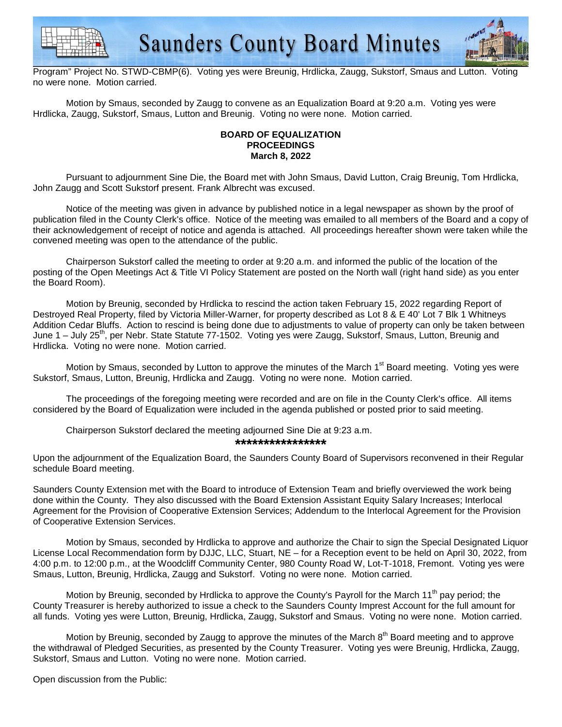Program" Project No. STWD-CBMP(6). Voting yes were Breunig, Hrdlicka, Zaugg, Sukstorf, Smaus and Lutton. Voting no were none. Motion carried.

Motion by Smaus, seconded by Zaugg to convene as an Equalization Board at 9:20 a.m. Voting yes were Hrdlicka, Zaugg, Sukstorf, Smaus, Lutton and Breunig. Voting no were none. Motion carried.

**BOARD OF EQUALIZATION**
**PROCEEDINGS**
**March 8, 2022**

Pursuant to adjournment Sine Die, the Board met with John Smaus, David Lutton, Craig Breunig, Tom Hrdlicka, John Zaugg and Scott Sukstorf present. Frank Albrecht was excused.

Notice of the meeting was given in advance by published notice in a legal newspaper as shown by the proof of publication filed in the County Clerk's office. Notice of the meeting was emailed to all members of the Board and a copy of their acknowledgement of receipt of notice and agenda is attached. All proceedings hereafter shown were taken while the convened meeting was open to the attendance of the public.

Chairperson Sukstorf called the meeting to order at 9:20 a.m. and informed the public of the location of the posting of the Open Meetings Act & Title VI Policy Statement are posted on the North wall (right hand side) as you enter the Board Room).

Motion by Breunig, seconded by Hrdlicka to rescind the action taken February 15, 2022 regarding Report of Destroyed Real Property, filed by Victoria Miller-Warner, for property described as Lot 8 & E 40' Lot 7 Blk 1 Whitneys Addition Cedar Bluffs. Action to rescind is being done due to adjustments to value of property can only be taken between June 1 – July 25th, per Nebr. State Statute 77-1502. Voting yes were Zaugg, Sukstorf, Smaus, Lutton, Breunig and Hrdlicka. Voting no were none. Motion carried.

Motion by Smaus, seconded by Lutton to approve the minutes of the March 1st Board meeting. Voting yes were Sukstorf, Smaus, Lutton, Breunig, Hrdlicka and Zaugg. Voting no were none. Motion carried.

The proceedings of the foregoing meeting were recorded and are on file in the County Clerk's office. All items considered by the Board of Equalization were included in the agenda published or posted prior to said meeting.

Chairperson Sukstorf declared the meeting adjourned Sine Die at 9:23 a.m.

****************

Upon the adjournment of the Equalization Board, the Saunders County Board of Supervisors reconvened in their Regular schedule Board meeting.

Saunders County Extension met with the Board to introduce of Extension Team and briefly overviewed the work being done within the County. They also discussed with the Board Extension Assistant Equity Salary Increases; Interlocal Agreement for the Provision of Cooperative Extension Services; Addendum to the Interlocal Agreement for the Provision of Cooperative Extension Services.

Motion by Smaus, seconded by Hrdlicka to approve and authorize the Chair to sign the Special Designated Liquor License Local Recommendation form by DJJC, LLC, Stuart, NE – for a Reception event to be held on April 30, 2022, from 4:00 p.m. to 12:00 p.m., at the Woodcliff Community Center, 980 County Road W, Lot-T-1018, Fremont. Voting yes were Smaus, Lutton, Breunig, Hrdlicka, Zaugg and Sukstorf. Voting no were none. Motion carried.

Motion by Breunig, seconded by Hrdlicka to approve the County's Payroll for the March 11th pay period; the County Treasurer is hereby authorized to issue a check to the Saunders County Imprest Account for the full amount for all funds. Voting yes were Lutton, Breunig, Hrdlicka, Zaugg, Sukstorf and Smaus. Voting no were none. Motion carried.

Motion by Breunig, seconded by Zaugg to approve the minutes of the March 8th Board meeting and to approve the withdrawal of Pledged Securities, as presented by the County Treasurer. Voting yes were Breunig, Hrdlicka, Zaugg, Sukstorf, Smaus and Lutton. Voting no were none. Motion carried.

Open discussion from the Public: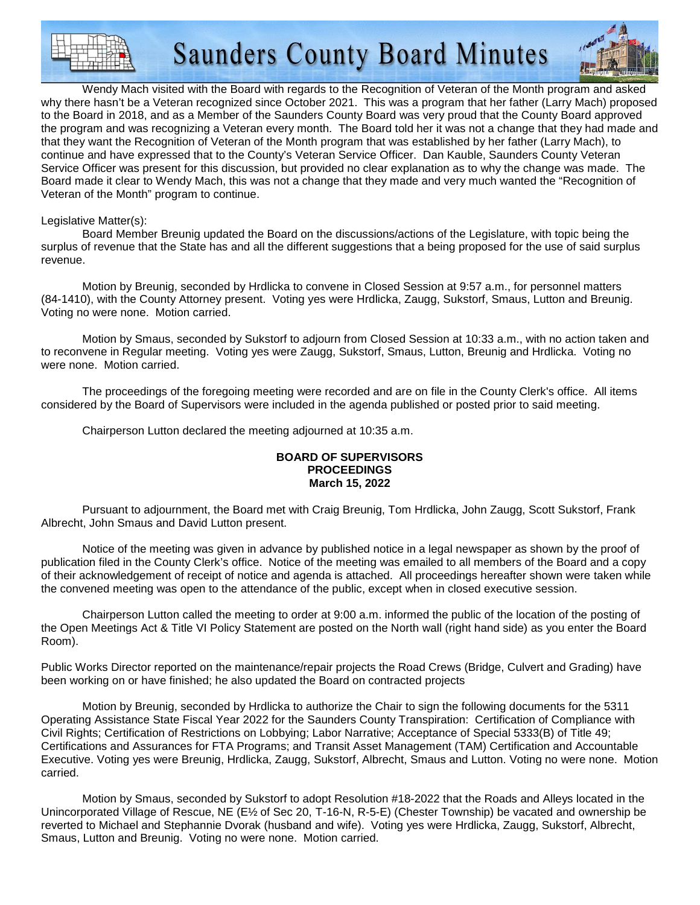Wendy Mach visited with the Board with regards to the Recognition of Veteran of the Month program and asked why there hasn't be a Veteran recognized since October 2021. This was a program that her father (Larry Mach) proposed to the Board in 2018, and as a Member of the Saunders County Board was very proud that the County Board approved the program and was recognizing a Veteran every month. The Board told her it was not a change that they had made and that they want the Recognition of Veteran of the Month program that was established by her father (Larry Mach), to continue and have expressed that to the County's Veteran Service Officer. Dan Kauble, Saunders County Veteran Service Officer was present for this discussion, but provided no clear explanation as to why the change was made. The Board made it clear to Wendy Mach, this was not a change that they made and very much wanted the "Recognition of Veteran of the Month" program to continue.

Legislative Matter(s):

Board Member Breunig updated the Board on the discussions/actions of the Legislature, with topic being the surplus of revenue that the State has and all the different suggestions that a being proposed for the use of said surplus revenue.

Motion by Breunig, seconded by Hrdlicka to convene in Closed Session at 9:57 a.m., for personnel matters (84-1410), with the County Attorney present. Voting yes were Hrdlicka, Zaugg, Sukstorf, Smaus, Lutton and Breunig. Voting no were none. Motion carried.

Motion by Smaus, seconded by Sukstorf to adjourn from Closed Session at 10:33 a.m., with no action taken and to reconvene in Regular meeting. Voting yes were Zaugg, Sukstorf, Smaus, Lutton, Breunig and Hrdlicka. Voting no were none. Motion carried.

The proceedings of the foregoing meeting were recorded and are on file in the County Clerk's office. All items considered by the Board of Supervisors were included in the agenda published or posted prior to said meeting.

Chairperson Lutton declared the meeting adjourned at 10:35 a.m.

**BOARD OF SUPERVISORS**
**PROCEEDINGS**
**March 15, 2022**

Pursuant to adjournment, the Board met with Craig Breunig, Tom Hrdlicka, John Zaugg, Scott Sukstorf, Frank Albrecht, John Smaus and David Lutton present.

Notice of the meeting was given in advance by published notice in a legal newspaper as shown by the proof of publication filed in the County Clerk's office. Notice of the meeting was emailed to all members of the Board and a copy of their acknowledgement of receipt of notice and agenda is attached. All proceedings hereafter shown were taken while the convened meeting was open to the attendance of the public, except when in closed executive session.

Chairperson Lutton called the meeting to order at 9:00 a.m. informed the public of the location of the posting of the Open Meetings Act & Title VI Policy Statement are posted on the North wall (right hand side) as you enter the Board Room).

Public Works Director reported on the maintenance/repair projects the Road Crews (Bridge, Culvert and Grading) have been working on or have finished; he also updated the Board on contracted projects

Motion by Breunig, seconded by Hrdlicka to authorize the Chair to sign the following documents for the 5311 Operating Assistance State Fiscal Year 2022 for the Saunders County Transpiration: Certification of Compliance with Civil Rights; Certification of Restrictions on Lobbying; Labor Narrative; Acceptance of Special 5333(B) of Title 49; Certifications and Assurances for FTA Programs; and Transit Asset Management (TAM) Certification and Accountable Executive. Voting yes were Breunig, Hrdlicka, Zaugg, Sukstorf, Albrecht, Smaus and Lutton. Voting no were none. Motion carried.

Motion by Smaus, seconded by Sukstorf to adopt Resolution #18-2022 that the Roads and Alleys located in the Unincorporated Village of Rescue, NE (E½ of Sec 20, T-16-N, R-5-E) (Chester Township) be vacated and ownership be reverted to Michael and Stephannie Dvorak (husband and wife). Voting yes were Hrdlicka, Zaugg, Sukstorf, Albrecht, Smaus, Lutton and Breunig. Voting no were none. Motion carried.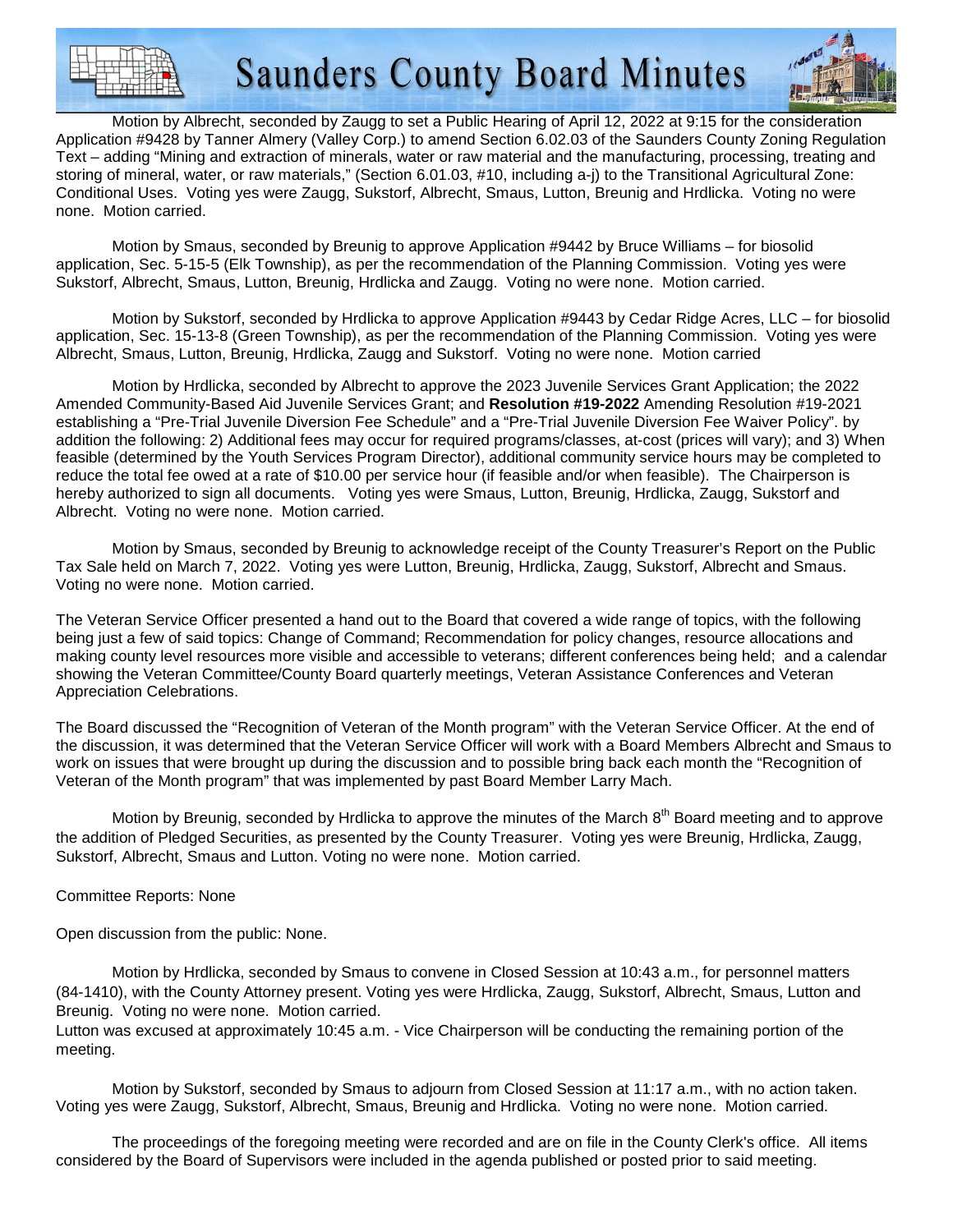Motion by Albrecht, seconded by Zaugg to set a Public Hearing of April 12, 2022 at 9:15 for the consideration Application #9428 by Tanner Almery (Valley Corp.) to amend Section 6.02.03 of the Saunders County Zoning Regulation Text – adding "Mining and extraction of minerals, water or raw material and the manufacturing, processing, treating and storing of mineral, water, or raw materials," (Section 6.01.03, #10, including a-j) to the Transitional Agricultural Zone: Conditional Uses. Voting yes were Zaugg, Sukstorf, Albrecht, Smaus, Lutton, Breunig and Hrdlicka. Voting no were none. Motion carried.

Motion by Smaus, seconded by Breunig to approve Application #9442 by Bruce Williams – for biosolid application, Sec. 5-15-5 (Elk Township), as per the recommendation of the Planning Commission. Voting yes were Sukstorf, Albrecht, Smaus, Lutton, Breunig, Hrdlicka and Zaugg. Voting no were none. Motion carried.

Motion by Sukstorf, seconded by Hrdlicka to approve Application #9443 by Cedar Ridge Acres, LLC – for biosolid application, Sec. 15-13-8 (Green Township), as per the recommendation of the Planning Commission. Voting yes were Albrecht, Smaus, Lutton, Breunig, Hrdlicka, Zaugg and Sukstorf. Voting no were none. Motion carried

Motion by Hrdlicka, seconded by Albrecht to approve the 2023 Juvenile Services Grant Application; the 2022 Amended Community-Based Aid Juvenile Services Grant; and **Resolution #19-2022** Amending Resolution #19-2021 establishing a "Pre-Trial Juvenile Diversion Fee Schedule" and a "Pre-Trial Juvenile Diversion Fee Waiver Policy". by addition the following: 2) Additional fees may occur for required programs/classes, at-cost (prices will vary); and 3) When feasible (determined by the Youth Services Program Director), additional community service hours may be completed to reduce the total fee owed at a rate of $10.00 per service hour (if feasible and/or when feasible). The Chairperson is hereby authorized to sign all documents. Voting yes were Smaus, Lutton, Breunig, Hrdlicka, Zaugg, Sukstorf and Albrecht. Voting no were none. Motion carried.

Motion by Smaus, seconded by Breunig to acknowledge receipt of the County Treasurer's Report on the Public Tax Sale held on March 7, 2022. Voting yes were Lutton, Breunig, Hrdlicka, Zaugg, Sukstorf, Albrecht and Smaus. Voting no were none. Motion carried.

The Veteran Service Officer presented a hand out to the Board that covered a wide range of topics, with the following being just a few of said topics: Change of Command; Recommendation for policy changes, resource allocations and making county level resources more visible and accessible to veterans; different conferences being held; and a calendar showing the Veteran Committee/County Board quarterly meetings, Veteran Assistance Conferences and Veteran Appreciation Celebrations.

The Board discussed the "Recognition of Veteran of the Month program" with the Veteran Service Officer. At the end of the discussion, it was determined that the Veteran Service Officer will work with a Board Members Albrecht and Smaus to work on issues that were brought up during the discussion and to possible bring back each month the "Recognition of Veteran of the Month program" that was implemented by past Board Member Larry Mach.

Motion by Breunig, seconded by Hrdlicka to approve the minutes of the March 8th Board meeting and to approve the addition of Pledged Securities, as presented by the County Treasurer. Voting yes were Breunig, Hrdlicka, Zaugg, Sukstorf, Albrecht, Smaus and Lutton. Voting no were none. Motion carried.

Committee Reports: None

Open discussion from the public: None.

Motion by Hrdlicka, seconded by Smaus to convene in Closed Session at 10:43 a.m., for personnel matters (84-1410), with the County Attorney present. Voting yes were Hrdlicka, Zaugg, Sukstorf, Albrecht, Smaus, Lutton and Breunig. Voting no were none. Motion carried.

Lutton was excused at approximately 10:45 a.m. - Vice Chairperson will be conducting the remaining portion of the meeting.

Motion by Sukstorf, seconded by Smaus to adjourn from Closed Session at 11:17 a.m., with no action taken. Voting yes were Zaugg, Sukstorf, Albrecht, Smaus, Breunig and Hrdlicka. Voting no were none. Motion carried.

The proceedings of the foregoing meeting were recorded and are on file in the County Clerk's office. All items considered by the Board of Supervisors were included in the agenda published or posted prior to said meeting.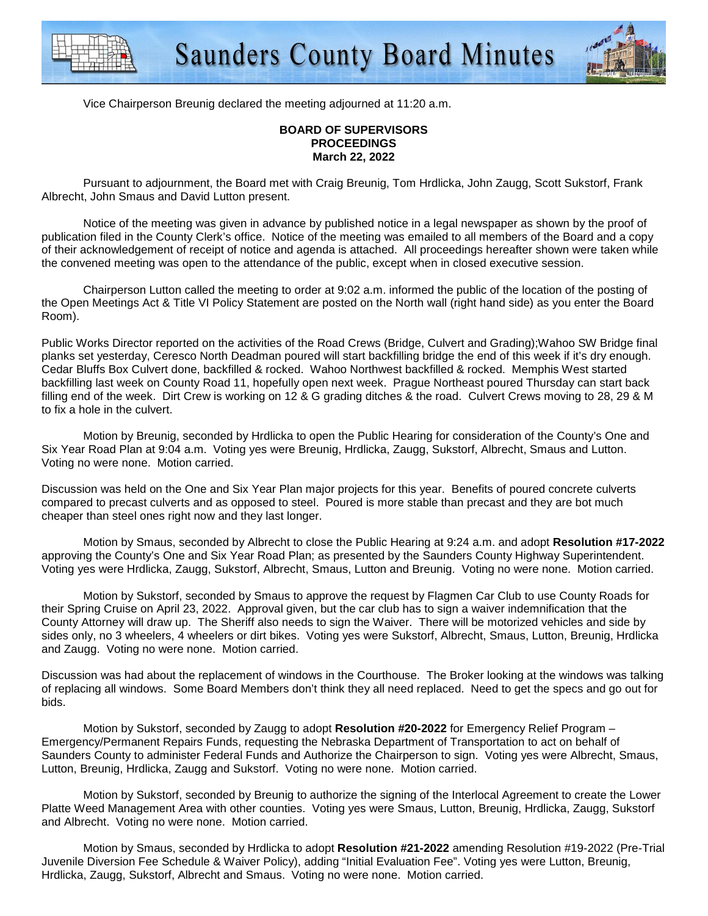Vice Chairperson Breunig declared the meeting adjourned at 11:20 a.m.

**BOARD OF SUPERVISORS**
**PROCEEDINGS**
**March 22, 2022**

Pursuant to adjournment, the Board met with Craig Breunig, Tom Hrdlicka, John Zaugg, Scott Sukstorf, Frank Albrecht, John Smaus and David Lutton present.

Notice of the meeting was given in advance by published notice in a legal newspaper as shown by the proof of publication filed in the County Clerk's office. Notice of the meeting was emailed to all members of the Board and a copy of their acknowledgement of receipt of notice and agenda is attached. All proceedings hereafter shown were taken while the convened meeting was open to the attendance of the public, except when in closed executive session.

Chairperson Lutton called the meeting to order at 9:02 a.m. informed the public of the location of the posting of the Open Meetings Act & Title VI Policy Statement are posted on the North wall (right hand side) as you enter the Board Room).

Public Works Director reported on the activities of the Road Crews (Bridge, Culvert and Grading);Wahoo SW Bridge final planks set yesterday, Ceresco North Deadman poured will start backfilling bridge the end of this week if it's dry enough. Cedar Bluffs Box Culvert done, backfilled & rocked. Wahoo Northwest backfilled & rocked. Memphis West started backfilling last week on County Road 11, hopefully open next week. Prague Northeast poured Thursday can start back filling end of the week. Dirt Crew is working on 12 & G grading ditches & the road. Culvert Crews moving to 28, 29 & M to fix a hole in the culvert.

Motion by Breunig, seconded by Hrdlicka to open the Public Hearing for consideration of the County's One and Six Year Road Plan at 9:04 a.m. Voting yes were Breunig, Hrdlicka, Zaugg, Sukstorf, Albrecht, Smaus and Lutton. Voting no were none. Motion carried.

Discussion was held on the One and Six Year Plan major projects for this year. Benefits of poured concrete culverts compared to precast culverts and as opposed to steel. Poured is more stable than precast and they are bot much cheaper than steel ones right now and they last longer.

Motion by Smaus, seconded by Albrecht to close the Public Hearing at 9:24 a.m. and adopt **Resolution #17-2022** approving the County's One and Six Year Road Plan; as presented by the Saunders County Highway Superintendent. Voting yes were Hrdlicka, Zaugg, Sukstorf, Albrecht, Smaus, Lutton and Breunig. Voting no were none. Motion carried.

Motion by Sukstorf, seconded by Smaus to approve the request by Flagmen Car Club to use County Roads for their Spring Cruise on April 23, 2022. Approval given, but the car club has to sign a waiver indemnification that the County Attorney will draw up. The Sheriff also needs to sign the Waiver. There will be motorized vehicles and side by sides only, no 3 wheelers, 4 wheelers or dirt bikes. Voting yes were Sukstorf, Albrecht, Smaus, Lutton, Breunig, Hrdlicka and Zaugg. Voting no were none. Motion carried.

Discussion was had about the replacement of windows in the Courthouse. The Broker looking at the windows was talking of replacing all windows. Some Board Members don't think they all need replaced. Need to get the specs and go out for bids.

Motion by Sukstorf, seconded by Zaugg to adopt **Resolution #20-2022** for Emergency Relief Program – Emergency/Permanent Repairs Funds, requesting the Nebraska Department of Transportation to act on behalf of Saunders County to administer Federal Funds and Authorize the Chairperson to sign. Voting yes were Albrecht, Smaus, Lutton, Breunig, Hrdlicka, Zaugg and Sukstorf. Voting no were none. Motion carried.

Motion by Sukstorf, seconded by Breunig to authorize the signing of the Interlocal Agreement to create the Lower Platte Weed Management Area with other counties. Voting yes were Smaus, Lutton, Breunig, Hrdlicka, Zaugg, Sukstorf and Albrecht. Voting no were none. Motion carried.

Motion by Smaus, seconded by Hrdlicka to adopt **Resolution #21-2022** amending Resolution #19-2022 (Pre-Trial Juvenile Diversion Fee Schedule & Waiver Policy), adding "Initial Evaluation Fee". Voting yes were Lutton, Breunig, Hrdlicka, Zaugg, Sukstorf, Albrecht and Smaus. Voting no were none. Motion carried.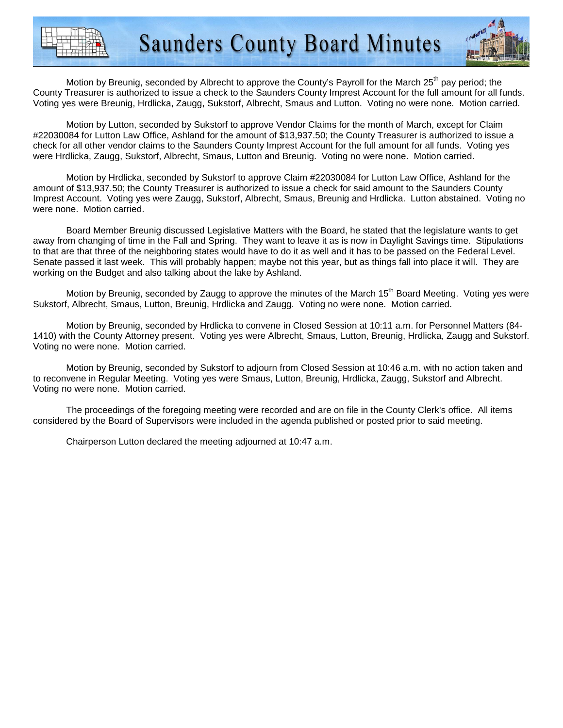Motion by Breunig, seconded by Albrecht to approve the County's Payroll for the March 25th pay period; the County Treasurer is authorized to issue a check to the Saunders County Imprest Account for the full amount for all funds. Voting yes were Breunig, Hrdlicka, Zaugg, Sukstorf, Albrecht, Smaus and Lutton. Voting no were none. Motion carried.

Motion by Lutton, seconded by Sukstorf to approve Vendor Claims for the month of March, except for Claim #22030084 for Lutton Law Office, Ashland for the amount of $13,937.50; the County Treasurer is authorized to issue a check for all other vendor claims to the Saunders County Imprest Account for the full amount for all funds. Voting yes were Hrdlicka, Zaugg, Sukstorf, Albrecht, Smaus, Lutton and Breunig. Voting no were none. Motion carried.

Motion by Hrdlicka, seconded by Sukstorf to approve Claim #22030084 for Lutton Law Office, Ashland for the amount of $13,937.50; the County Treasurer is authorized to issue a check for said amount to the Saunders County Imprest Account. Voting yes were Zaugg, Sukstorf, Albrecht, Smaus, Breunig and Hrdlicka. Lutton abstained. Voting no were none. Motion carried.

Board Member Breunig discussed Legislative Matters with the Board, he stated that the legislature wants to get away from changing of time in the Fall and Spring. They want to leave it as is now in Daylight Savings time. Stipulations to that are that three of the neighboring states would have to do it as well and it has to be passed on the Federal Level. Senate passed it last week. This will probably happen; maybe not this year, but as things fall into place it will. They are working on the Budget and also talking about the lake by Ashland.

Motion by Breunig, seconded by Zaugg to approve the minutes of the March 15th Board Meeting. Voting yes were Sukstorf, Albrecht, Smaus, Lutton, Breunig, Hrdlicka and Zaugg. Voting no were none. Motion carried.

Motion by Breunig, seconded by Hrdlicka to convene in Closed Session at 10:11 a.m. for Personnel Matters (84-1410) with the County Attorney present. Voting yes were Albrecht, Smaus, Lutton, Breunig, Hrdlicka, Zaugg and Sukstorf. Voting no were none. Motion carried.

Motion by Breunig, seconded by Sukstorf to adjourn from Closed Session at 10:46 a.m. with no action taken and to reconvene in Regular Meeting. Voting yes were Smaus, Lutton, Breunig, Hrdlicka, Zaugg, Sukstorf and Albrecht. Voting no were none. Motion carried.

The proceedings of the foregoing meeting were recorded and are on file in the County Clerk's office. All items considered by the Board of Supervisors were included in the agenda published or posted prior to said meeting.

Chairperson Lutton declared the meeting adjourned at 10:47 a.m.